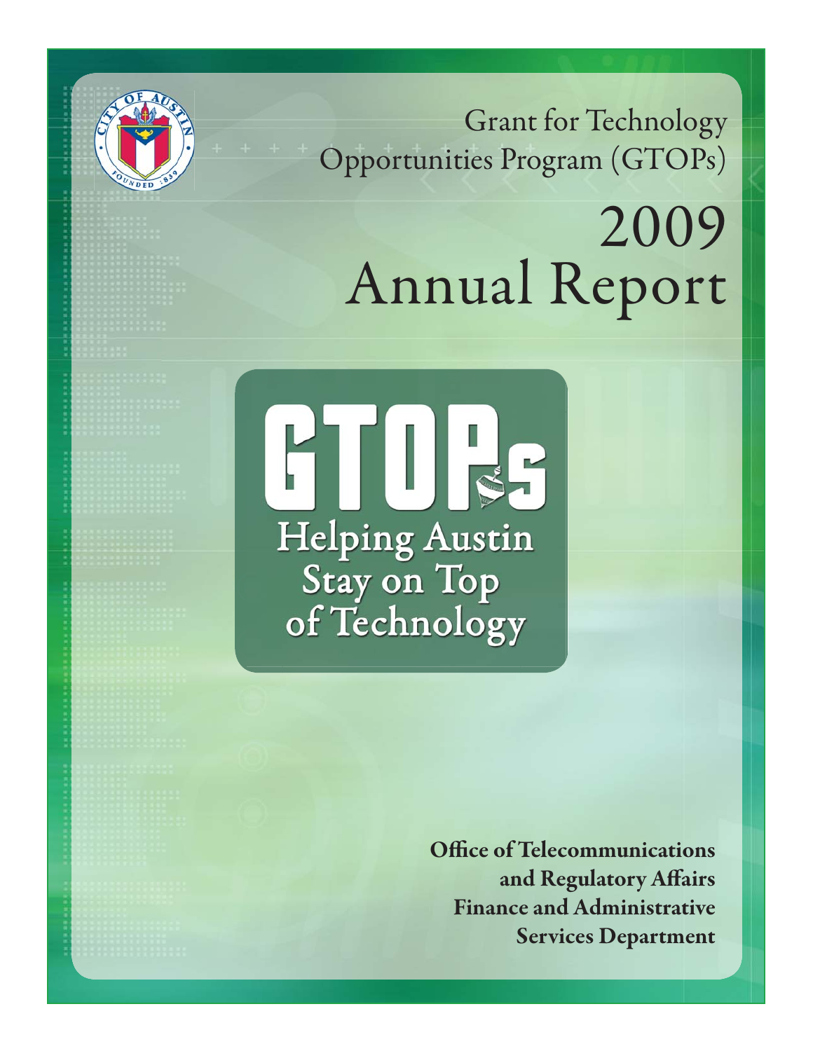Grant for Technology Opportunities Program (GTOPs)

# 2009 Annual Report

## GTOPs

Helping Austin Stay on Top of Technology

**Office of Telecommunications and Regulatory Affairs**
**Finance and Administrative Services Department**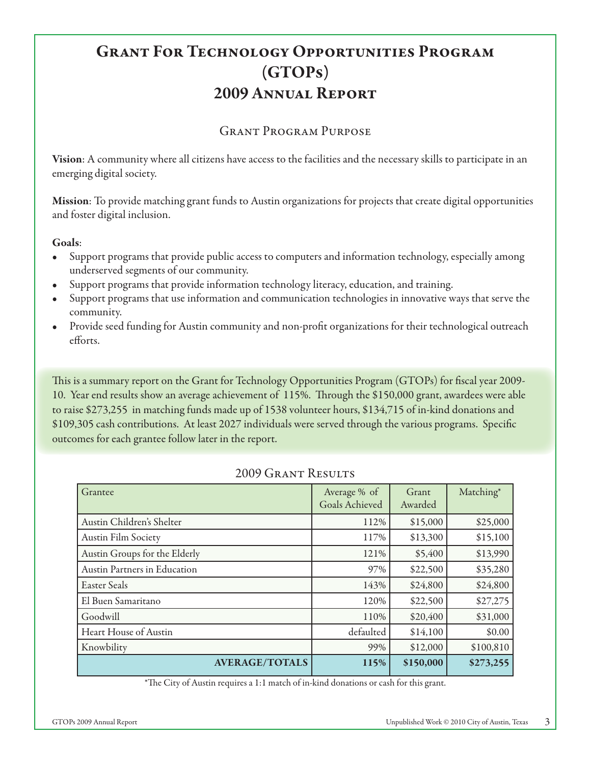# Grant For Technology Opportunities Program (GTOPs)
# 2009 Annual Report

## Grant Program Purpose

**Vision**: A community where all citizens have access to the facilities and the necessary skills to participate in an emerging digital society.

**Mission**: To provide matching grant funds to Austin organizations for projects that create digital opportunities and foster digital inclusion.

**Goals**:

- Support programs that provide public access to computers and information technology, especially among underserved segments of our community.
- Support programs that provide information technology literacy, education, and training.
- Support programs that use information and communication technologies in innovative ways that serve the community.
- Provide seed funding for Austin community and non-profit organizations for their technological outreach efforts.

This is a summary report on the Grant for Technology Opportunities Program (GTOPs) for fiscal year 2009-10. Year end results show an average achievement of 115%. Through the $150,000 grant, awardees were able to raise $273,255 in matching funds made up of 1538 volunteer hours, $134,715 of in-kind donations and $109,305 cash contributions. At least 2027 individuals were served through the various programs. Specific outcomes for each grantee follow later in the report.

## 2009 Grant Results

| Grantee | Average % of Goals Achieved | Grant Awarded | Matching* |
|---|---|---|---|
| Austin Children's Shelter | 112% | $15,000 | $25,000 |
| Austin Film Society | 117% | $13,300 | $15,100 |
| Austin Groups for the Elderly | 121% | $5,400 | $13,990 |
| Austin Partners in Education | 97% | $22,500 | $35,280 |
| Easter Seals | 143% | $24,800 | $24,800 |
| El Buen Samaritano | 120% | $22,500 | $27,275 |
| Goodwill | 110% | $20,400 | $31,000 |
| Heart House of Austin | defaulted | $14,100 | $0.00 |
| Knowbility | 99% | $12,000 | $100,810 |
| **AVERAGE/TOTALS** | **115%** | **$150,000** | **$273,255** |

*The City of Austin requires a 1:1 match of in-kind donations or cash for this grant.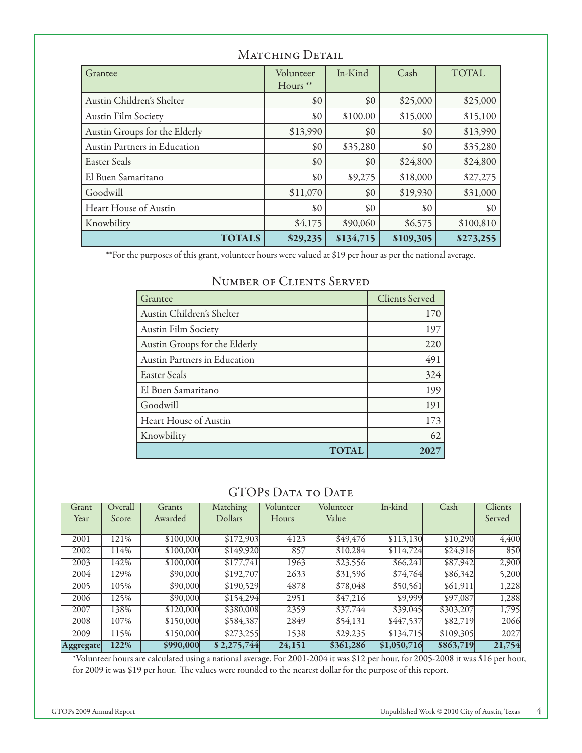## Matching Detail

| Grantee | Volunteer Hours ** | In-Kind | Cash | TOTAL |
|---|---|---|---|---|
| Austin Children's Shelter | $0 | $0 | $25,000 | $25,000 |
| Austin Film Society | $0 | $100.00 | $15,000 | $15,100 |
| Austin Groups for the Elderly | $13,990 | $0 | $0 | $13,990 |
| Austin Partners in Education | $0 | $35,280 | $0 | $35,280 |
| Easter Seals | $0 | $0 | $24,800 | $24,800 |
| El Buen Samaritano | $0 | $9,275 | $18,000 | $27,275 |
| Goodwill | $11,070 | $0 | $19,930 | $31,000 |
| Heart House of Austin | $0 | $0 | $0 | $0 |
| Knowbility | $4,175 | $90,060 | $6,575 | $100,810 |
| **TOTALS** | **$29,235** | **$134,715** | **$109,305** | **$273,255** |

**For the purposes of this grant, volunteer hours were valued at $19 per hour as per the national average.

## Number of Clients Served

| Grantee | Clients Served |
|---|---|
| Austin Children's Shelter | 170 |
| Austin Film Society | 197 |
| Austin Groups for the Elderly | 220 |
| Austin Partners in Education | 491 |
| Easter Seals | 324 |
| El Buen Samaritano | 199 |
| Goodwill | 191 |
| Heart House of Austin | 173 |
| Knowbility | 62 |
| **TOTAL** | **2027** |

## GTOPs Data to Date

| Grant Year | Overall Score | Grants Awarded | Matching Dollars | Volunteer Hours | Volunteer Value | In-kind | Cash | Clients Served |
|---|---|---|---|---|---|---|---|---|
| 2001 | 121% | $100,000 | $172,903 | 4123 | $49,476 | $113,130 | $10,290 | 4,400 |
| 2002 | 114% | $100,000 | $149,920 | 857 | $10,284 | $114,724 | $24,916 | 850 |
| 2003 | 142% | $100,000 | $177,741 | 1963 | $23,556 | $66,241 | $87,942 | 2,900 |
| 2004 | 129% | $90,000 | $192,707 | 2633 | $31,596 | $74,764 | $86,342 | 5,200 |
| 2005 | 105% | $90,000 | $190,529 | 4878 | $78,048 | $50,561 | $61,911 | 1,228 |
| 2006 | 125% | $90,000 | $154,294 | 2951 | $47,216 | $9,999 | $97,087 | 1,288 |
| 2007 | 138% | $120,000 | $380,008 | 2359 | $37,744 | $39,045 | $303,207 | 1,795 |
| 2008 | 107% | $150,000 | $584,387 | 2849 | $54,131 | $447,537 | $82,719 | 2066 |
| 2009 | 115% | $150,000 | $273,255 | 1538 | $29,235 | $134,715 | $109,305 | 2027 |
| **Aggregate** | **122%** | **$990,000** | **$ 2,275,744** | **24,151** | **$361,286** | **$1,050,716** | **$863,719** | **21,754** |

*Volunteer hours are calculated using a national average. For 2001-2004 it was $12 per hour, for 2005-2008 it was $16 per hour, for 2009 it was $19 per hour. The values were rounded to the nearest dollar for the purpose of this report.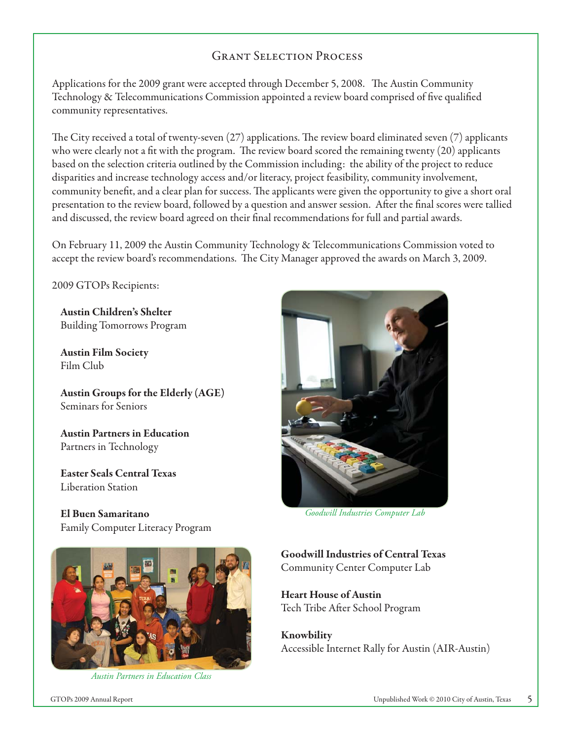## Grant Selection Process

Applications for the 2009 grant were accepted through December 5, 2008. The Austin Community Technology & Telecommunications Commission appointed a review board comprised of five qualified community representatives.

The City received a total of twenty-seven (27) applications. The review board eliminated seven (7) applicants who were clearly not a fit with the program. The review board scored the remaining twenty (20) applicants based on the selection criteria outlined by the Commission including: the ability of the project to reduce disparities and increase technology access and/or literacy, project feasibility, community involvement, community benefit, and a clear plan for success. The applicants were given the opportunity to give a short oral presentation to the review board, followed by a question and answer session. After the final scores were tallied and discussed, the review board agreed on their final recommendations for full and partial awards.

On February 11, 2009 the Austin Community Technology & Telecommunications Commission voted to accept the review board's recommendations. The City Manager approved the awards on March 3, 2009.

2009 GTOPs Recipients:

**Austin Children's Shelter**
Building Tomorrows Program

**Austin Film Society**
Film Club

**Austin Groups for the Elderly (AGE)**
Seminars for Seniors

**Austin Partners in Education**
Partners in Technology

**Easter Seals Central Texas**
Liberation Station

**El Buen Samaritano**
Family Computer Literacy Program

*Austin Partners in Education Class*

*Goodwill Industries Computer Lab*

**Goodwill Industries of Central Texas**
Community Center Computer Lab

**Heart House of Austin**
Tech Tribe After School Program

**Knowbility**
Accessible Internet Rally for Austin (AIR-Austin)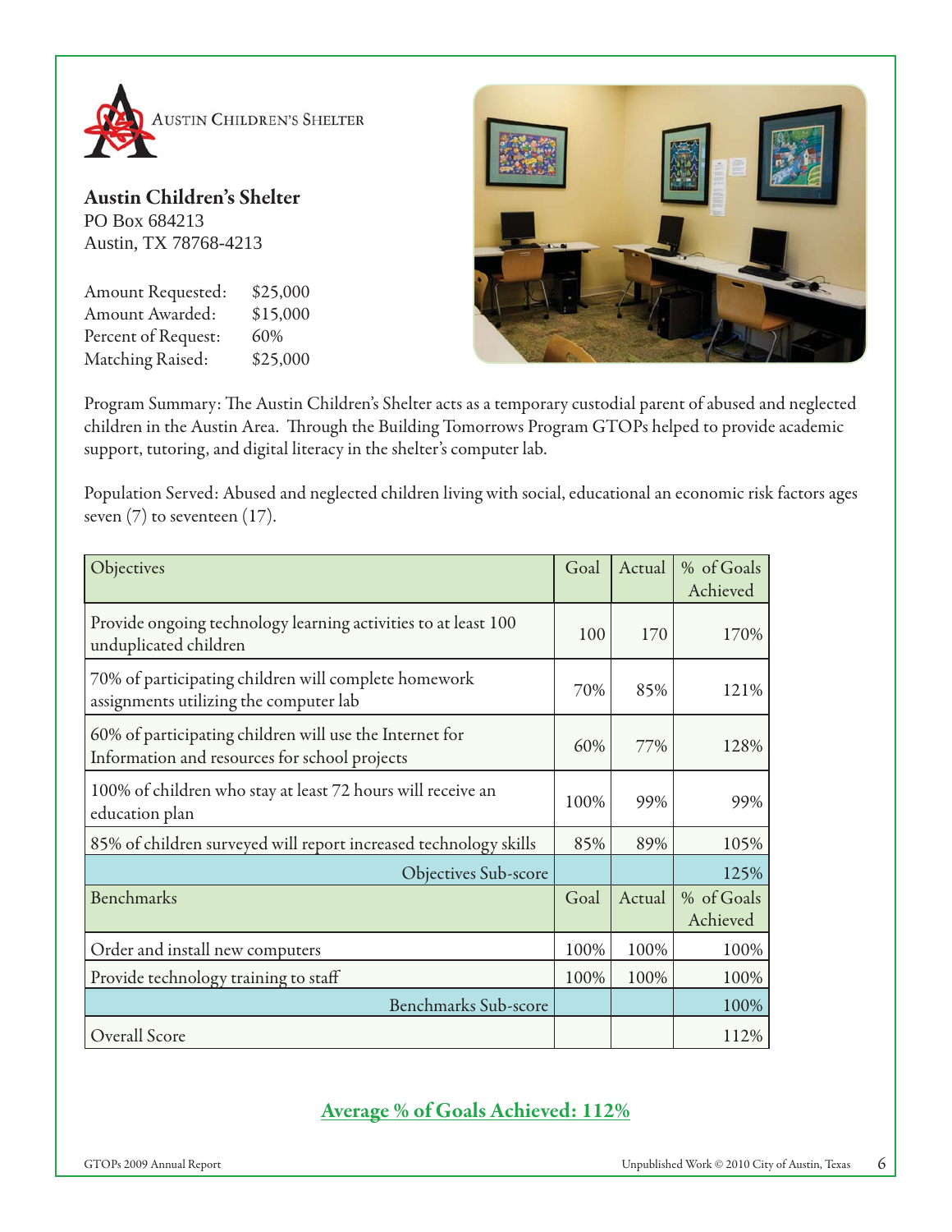## Austin Children's Shelter

PO Box 684213
Austin, TX 78768-4213

Amount Requested: $25,000
Amount Awarded: $15,000
Percent of Request: 60%
Matching Raised: $25,000

Program Summary: The Austin Children's Shelter acts as a temporary custodial parent of abused and neglected children in the Austin Area. Through the Building Tomorrows Program GTOPs helped to provide academic support, tutoring, and digital literacy in the shelter's computer lab.

Population Served: Abused and neglected children living with social, educational an economic risk factors ages seven (7) to seventeen (17).

| Objectives | Goal | Actual | % of Goals Achieved |
|---|---|---|---|
| Provide ongoing technology learning activities to at least 100 unduplicated children | 100 | 170 | 170% |
| 70% of participating children will complete homework assignments utilizing the computer lab | 70% | 85% | 121% |
| 60% of participating children will use the Internet for Information and resources for school projects | 60% | 77% | 128% |
| 100% of children who stay at least 72 hours will receive an education plan | 100% | 99% | 99% |
| 85% of children surveyed will report increased technology skills | 85% | 89% | 105% |
| Objectives Sub-score | | | 125% |
| **Benchmarks** | **Goal** | **Actual** | **% of Goals Achieved** |
| Order and install new computers | 100% | 100% | 100% |
| Provide technology training to staff | 100% | 100% | 100% |
| Benchmarks Sub-score | | | 100% |
| Overall Score | | | 112% |

**Average % of Goals Achieved: 112%**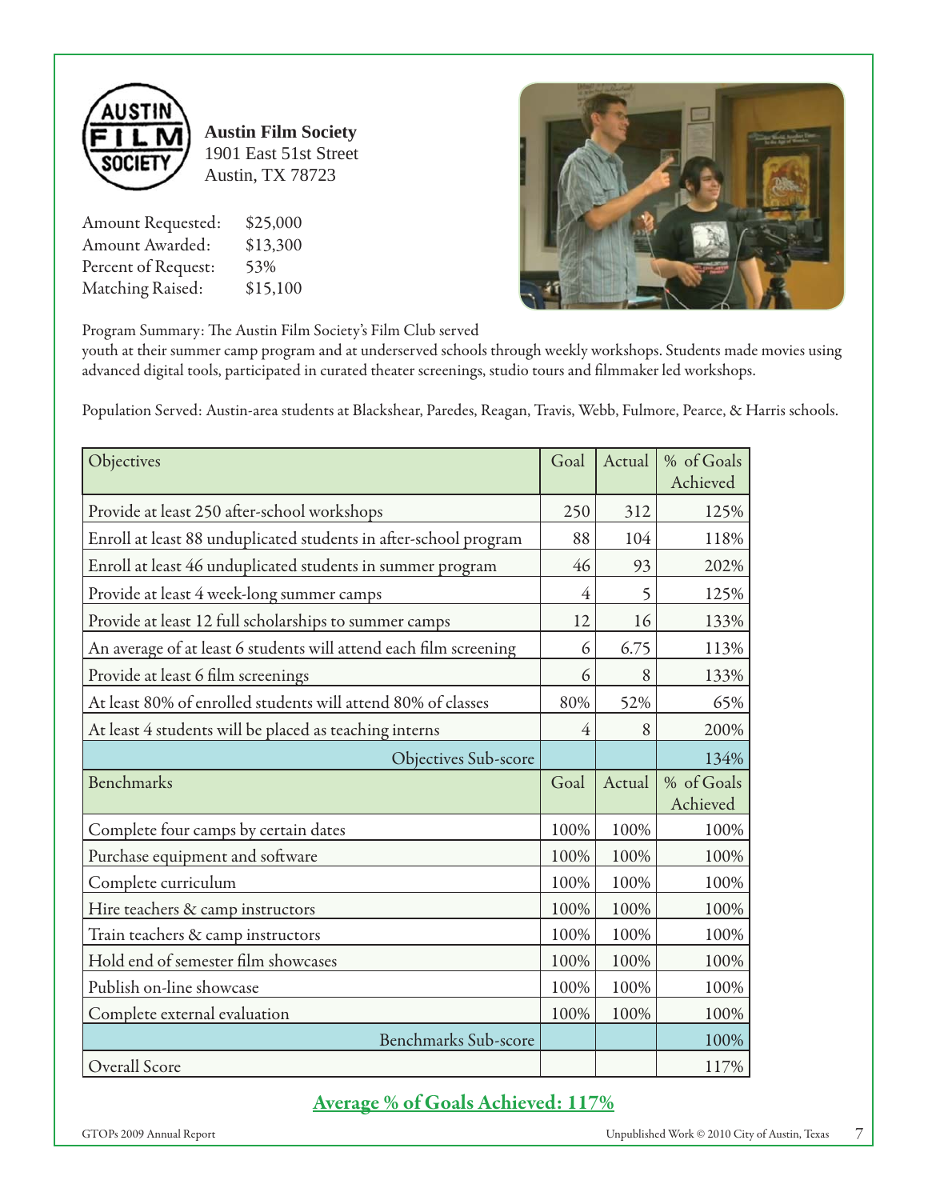**Austin Film Society**
1901 East 51st Street
Austin, TX 78723

Amount Requested: $25,000
Amount Awarded: $13,300
Percent of Request: 53%
Matching Raised: $15,100

Program Summary: The Austin Film Society's Film Club served youth at their summer camp program and at underserved schools through weekly workshops. Students made movies using advanced digital tools, participated in curated theater screenings, studio tours and filmmaker led workshops.

Population Served: Austin-area students at Blackshear, Paredes, Reagan, Travis, Webb, Fulmore, Pearce, & Harris schools.

| Objectives | Goal | Actual | % of Goals Achieved |
|---|---|---|---|
| Provide at least 250 after-school workshops | 250 | 312 | 125% |
| Enroll at least 88 unduplicated students in after-school program | 88 | 104 | 118% |
| Enroll at least 46 unduplicated students in summer program | 46 | 93 | 202% |
| Provide at least 4 week-long summer camps | 4 | 5 | 125% |
| Provide at least 12 full scholarships to summer camps | 12 | 16 | 133% |
| An average of at least 6 students will attend each film screening | 6 | 6.75 | 113% |
| Provide at least 6 film screenings | 6 | 8 | 133% |
| At least 80% of enrolled students will attend 80% of classes | 80% | 52% | 65% |
| At least 4 students will be placed as teaching interns | 4 | 8 | 200% |
| Objectives Sub-score | | | 134% |
| **Benchmarks** | **Goal** | **Actual** | **% of Goals Achieved** |
| Complete four camps by certain dates | 100% | 100% | 100% |
| Purchase equipment and software | 100% | 100% | 100% |
| Complete curriculum | 100% | 100% | 100% |
| Hire teachers & camp instructors | 100% | 100% | 100% |
| Train teachers & camp instructors | 100% | 100% | 100% |
| Hold end of semester film showcases | 100% | 100% | 100% |
| Publish on-line showcase | 100% | 100% | 100% |
| Complete external evaluation | 100% | 100% | 100% |
| Benchmarks Sub-score | | | 100% |
| Overall Score | | | 117% |

**Average % of Goals Achieved: 117%**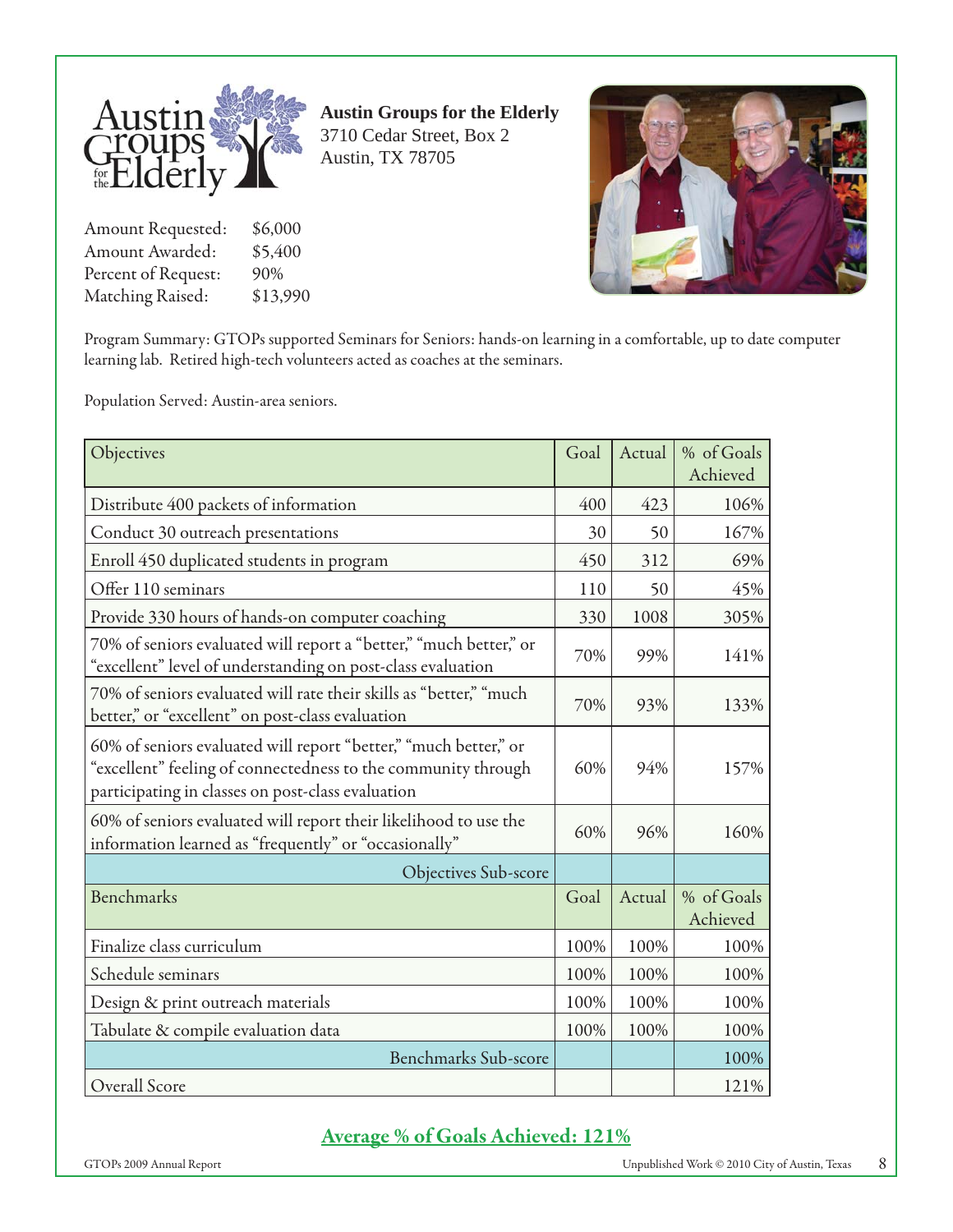**Austin Groups for the Elderly**
3710 Cedar Street, Box 2
Austin, TX 78705

Amount Requested: $6,000
Amount Awarded: $5,400
Percent of Request: 90%
Matching Raised: $13,990

Program Summary: GTOPs supported Seminars for Seniors: hands-on learning in a comfortable, up to date computer learning lab. Retired high-tech volunteers acted as coaches at the seminars.

Population Served: Austin-area seniors.

| Objectives | Goal | Actual | % of Goals Achieved |
|---|---|---|---|
| Distribute 400 packets of information | 400 | 423 | 106% |
| Conduct 30 outreach presentations | 30 | 50 | 167% |
| Enroll 450 duplicated students in program | 450 | 312 | 69% |
| Offer 110 seminars | 110 | 50 | 45% |
| Provide 330 hours of hands-on computer coaching | 330 | 1008 | 305% |
| 70% of seniors evaluated will report a "better," "much better," or "excellent" level of understanding on post-class evaluation | 70% | 99% | 141% |
| 70% of seniors evaluated will rate their skills as "better," "much better," or "excellent" on post-class evaluation | 70% | 93% | 133% |
| 60% of seniors evaluated will report "better," "much better," or "excellent" feeling of connectedness to the community through participating in classes on post-class evaluation | 60% | 94% | 157% |
| 60% of seniors evaluated will report their likelihood to use the information learned as "frequently" or "occasionally" | 60% | 96% | 160% |
| Objectives Sub-score | | | |
| **Benchmarks** | **Goal** | **Actual** | **% of Goals Achieved** |
| Finalize class curriculum | 100% | 100% | 100% |
| Schedule seminars | 100% | 100% | 100% |
| Design & print outreach materials | 100% | 100% | 100% |
| Tabulate & compile evaluation data | 100% | 100% | 100% |
| Benchmarks Sub-score | | | 100% |
| Overall Score | | | 121% |

**Average % of Goals Achieved: 121%**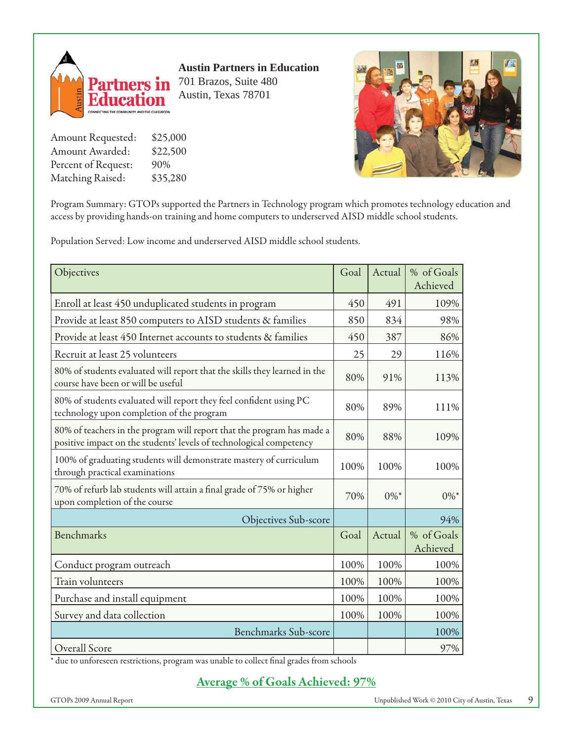**Austin Partners in Education**
701 Brazos, Suite 480
Austin, Texas 78701

Amount Requested: $25,000
Amount Awarded: $22,500
Percent of Request: 90%
Matching Raised: $35,280

Program Summary: GTOPs supported the Partners in Technology program which promotes technology education and access by providing hands-on training and home computers to underserved AISD middle school students.

Population Served: Low income and underserved AISD middle school students.

| Objectives | Goal | Actual | % of Goals Achieved |
|---|---|---|---|
| Enroll at least 450 unduplicated students in program | 450 | 491 | 109% |
| Provide at least 850 computers to AISD students & families | 850 | 834 | 98% |
| Provide at least 450 Internet accounts to students & families | 450 | 387 | 86% |
| Recruit at least 25 volunteers | 25 | 29 | 116% |
| 80% of students evaluated will report that the skills they learned in the course have been or will be useful | 80% | 91% | 113% |
| 80% of students evaluated will report they feel confident using PC technology upon completion of the program | 80% | 89% | 111% |
| 80% of teachers in the program will report that the program has made a positive impact on the students' levels of technological competency | 80% | 88% | 109% |
| 100% of graduating students will demonstrate mastery of curriculum through practical examinations | 100% | 100% | 100% |
| 70% of refurb lab students will attain a final grade of 75% or higher upon completion of the course | 70% | 0%* | 0%* |
| Objectives Sub-score | | | 94% |
| **Benchmarks** | **Goal** | **Actual** | **% of Goals Achieved** |
| Conduct program outreach | 100% | 100% | 100% |
| Train volunteers | 100% | 100% | 100% |
| Purchase and install equipment | 100% | 100% | 100% |
| Survey and data collection | 100% | 100% | 100% |
| Benchmarks Sub-score | | | 100% |
| Overall Score | | | 97% |

* due to unforeseen restrictions, program was unable to collect final grades from schools

**Average % of Goals Achieved: 97%**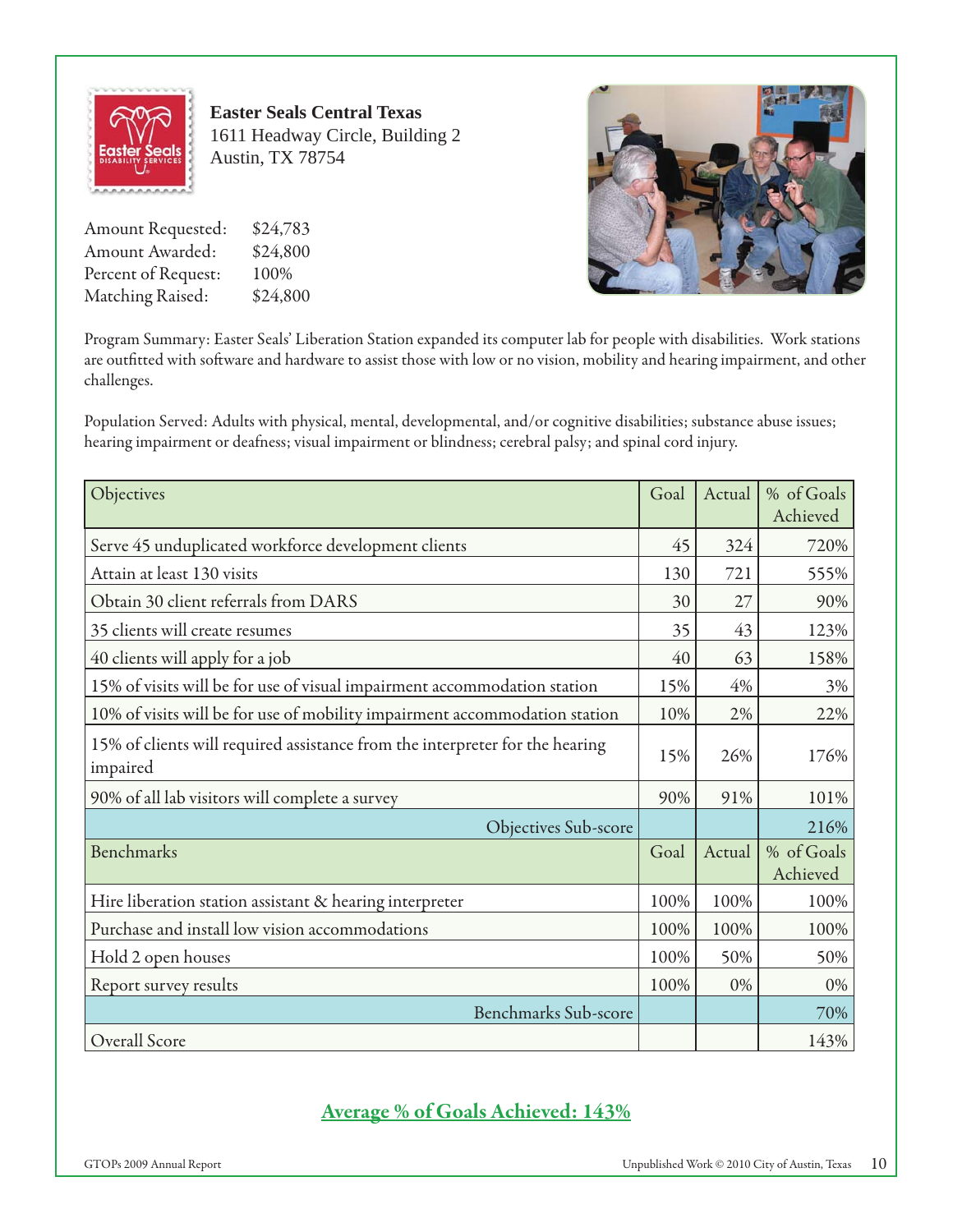**Easter Seals Central Texas**
1611 Headway Circle, Building 2
Austin, TX 78754

Amount Requested: $24,783
Amount Awarded: $24,800
Percent of Request: 100%
Matching Raised: $24,800

Program Summary: Easter Seals' Liberation Station expanded its computer lab for people with disabilities. Work stations are outfitted with software and hardware to assist those with low or no vision, mobility and hearing impairment, and other challenges.

Population Served: Adults with physical, mental, developmental, and/or cognitive disabilities; substance abuse issues; hearing impairment or deafness; visual impairment or blindness; cerebral palsy; and spinal cord injury.

| Objectives | Goal | Actual | % of Goals Achieved |
|---|---|---|---|
| Serve 45 unduplicated workforce development clients | 45 | 324 | 720% |
| Attain at least 130 visits | 130 | 721 | 555% |
| Obtain 30 client referrals from DARS | 30 | 27 | 90% |
| 35 clients will create resumes | 35 | 43 | 123% |
| 40 clients will apply for a job | 40 | 63 | 158% |
| 15% of visits will be for use of visual impairment accommodation station | 15% | 4% | 3% |
| 10% of visits will be for use of mobility impairment accommodation station | 10% | 2% | 22% |
| 15% of clients will required assistance from the interpreter for the hearing impaired | 15% | 26% | 176% |
| 90% of all lab visitors will complete a survey | 90% | 91% | 101% |
| Objectives Sub-score | | | 216% |
| **Benchmarks** | **Goal** | **Actual** | **% of Goals Achieved** |
| Hire liberation station assistant & hearing interpreter | 100% | 100% | 100% |
| Purchase and install low vision accommodations | 100% | 100% | 100% |
| Hold 2 open houses | 100% | 50% | 50% |
| Report survey results | 100% | 0% | 0% |
| Benchmarks Sub-score | | | 70% |
| Overall Score | | | 143% |

**Average % of Goals Achieved: 143%**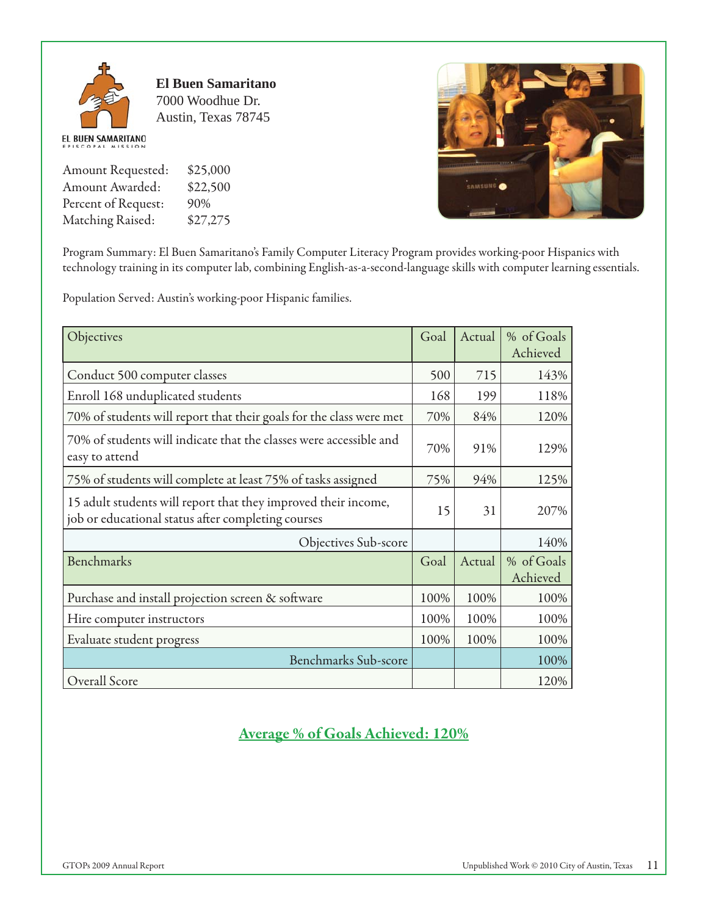**El Buen Samaritano**
7000 Woodhue Dr.
Austin, Texas 78745

EL BUEN SAMARITANO
EPISCOPAL MISSION

Amount Requested: $25,000
Amount Awarded: $22,500
Percent of Request: 90%
Matching Raised: $27,275

Program Summary: El Buen Samaritano's Family Computer Literacy Program provides working-poor Hispanics with technology training in its computer lab, combining English-as-a-second-language skills with computer learning essentials.

Population Served: Austin's working-poor Hispanic families.

| Objectives | Goal | Actual | % of Goals Achieved |
|---|---|---|---|
| Conduct 500 computer classes | 500 | 715 | 143% |
| Enroll 168 unduplicated students | 168 | 199 | 118% |
| 70% of students will report that their goals for the class were met | 70% | 84% | 120% |
| 70% of students will indicate that the classes were accessible and easy to attend | 70% | 91% | 129% |
| 75% of students will complete at least 75% of tasks assigned | 75% | 94% | 125% |
| 15 adult students will report that they improved their income, job or educational status after completing courses | 15 | 31 | 207% |
| Objectives Sub-score | | | 140% |
| **Benchmarks** | **Goal** | **Actual** | **% of Goals Achieved** |
| Purchase and install projection screen & software | 100% | 100% | 100% |
| Hire computer instructors | 100% | 100% | 100% |
| Evaluate student progress | 100% | 100% | 100% |
| Benchmarks Sub-score | | | 100% |
| Overall Score | | | 120% |

**Average % of Goals Achieved: 120%**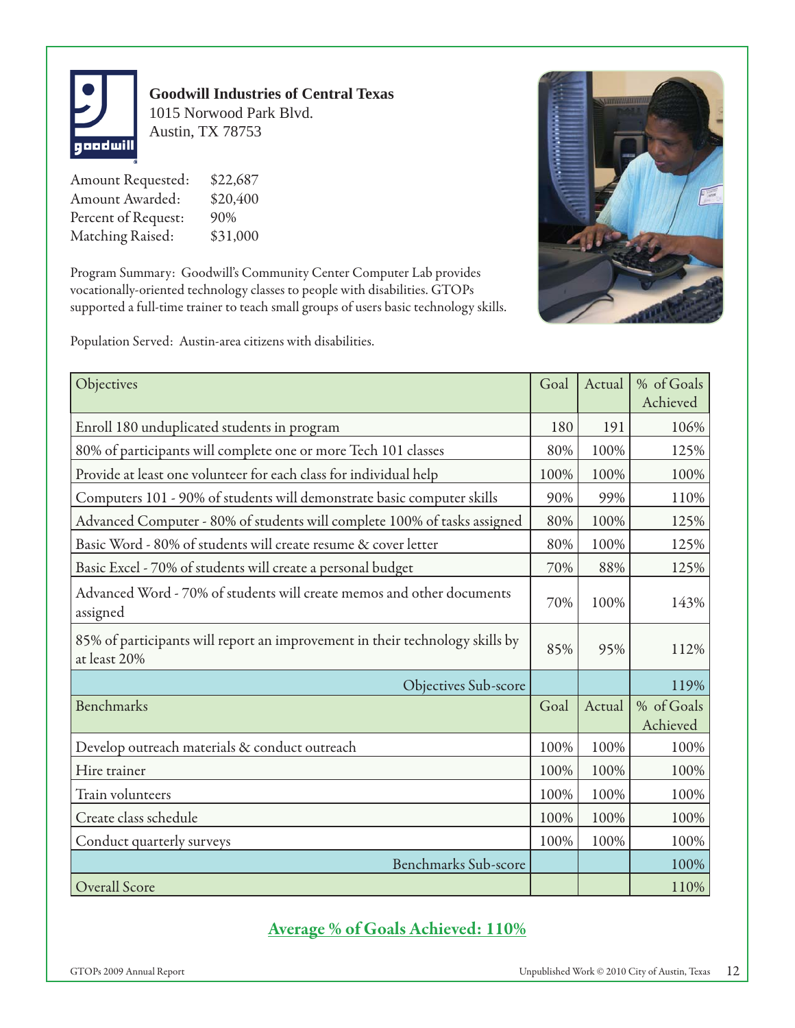**Goodwill Industries of Central Texas**
1015 Norwood Park Blvd.
Austin, TX 78753

Amount Requested: $22,687
Amount Awarded: $20,400
Percent of Request: 90%
Matching Raised: $31,000

Program Summary: Goodwill's Community Center Computer Lab provides vocationally-oriented technology classes to people with disabilities. GTOPs supported a full-time trainer to teach small groups of users basic technology skills.

Population Served: Austin-area citizens with disabilities.

| Objectives | Goal | Actual | % of Goals Achieved |
|---|---|---|---|
| Enroll 180 unduplicated students in program | 180 | 191 | 106% |
| 80% of participants will complete one or more Tech 101 classes | 80% | 100% | 125% |
| Provide at least one volunteer for each class for individual help | 100% | 100% | 100% |
| Computers 101 - 90% of students will demonstrate basic computer skills | 90% | 99% | 110% |
| Advanced Computer - 80% of students will complete 100% of tasks assigned | 80% | 100% | 125% |
| Basic Word - 80% of students will create resume & cover letter | 80% | 100% | 125% |
| Basic Excel - 70% of students will create a personal budget | 70% | 88% | 125% |
| Advanced Word - 70% of students will create memos and other documents assigned | 70% | 100% | 143% |
| 85% of participants will report an improvement in their technology skills by at least 20% | 85% | 95% | 112% |
| Objectives Sub-score | | | 119% |
| **Benchmarks** | **Goal** | **Actual** | **% of Goals Achieved** |
| Develop outreach materials & conduct outreach | 100% | 100% | 100% |
| Hire trainer | 100% | 100% | 100% |
| Train volunteers | 100% | 100% | 100% |
| Create class schedule | 100% | 100% | 100% |
| Conduct quarterly surveys | 100% | 100% | 100% |
| Benchmarks Sub-score | | | 100% |
| Overall Score | | | 110% |

**Average % of Goals Achieved: 110%**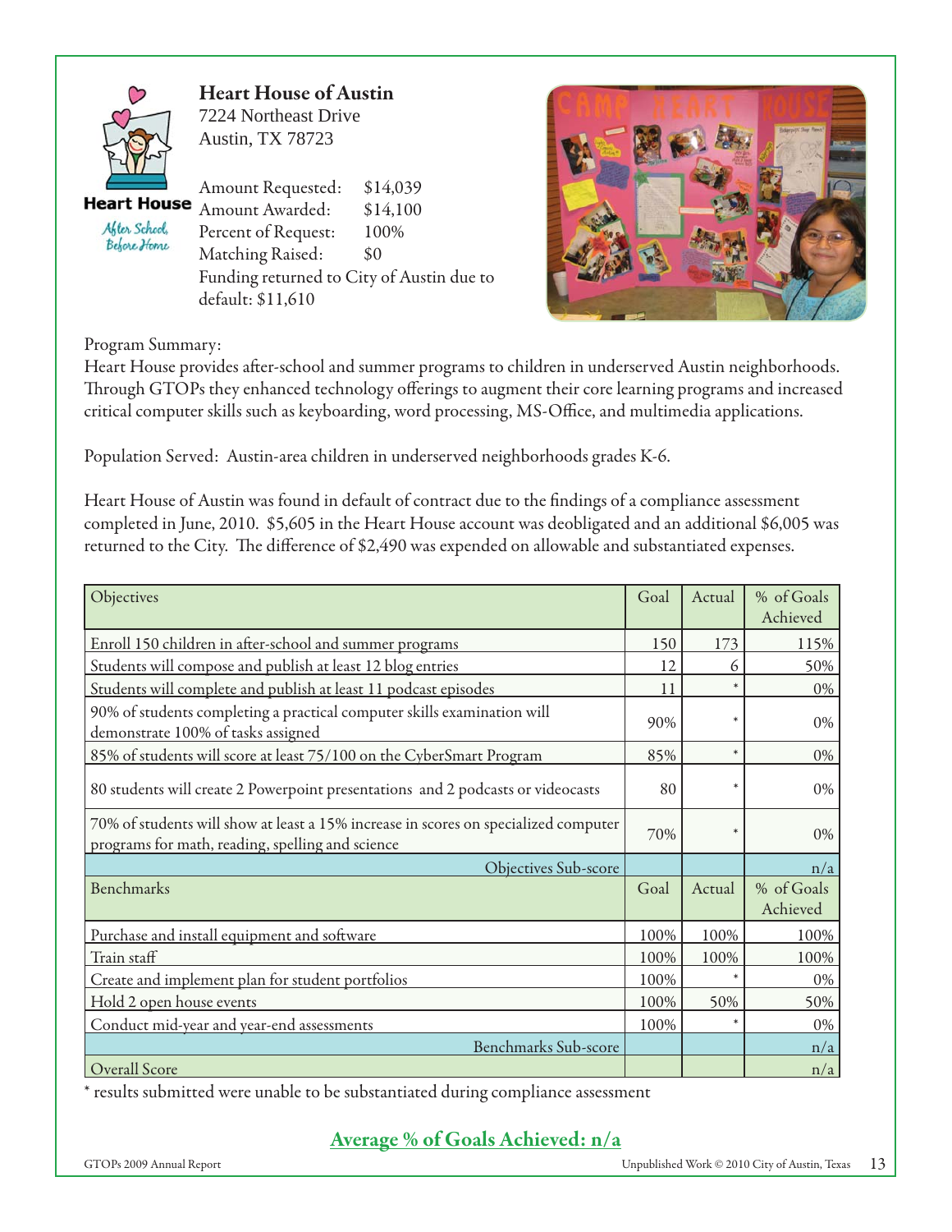## Heart House of Austin

7224 Northeast Drive
Austin, TX 78723

Amount Requested: $14,039
Amount Awarded: $14,100
Percent of Request: 100%
Matching Raised: $0
Funding returned to City of Austin due to default: $11,610

Program Summary:
Heart House provides after-school and summer programs to children in underserved Austin neighborhoods. Through GTOPs they enhanced technology offerings to augment their core learning programs and increased critical computer skills such as keyboarding, word processing, MS-Office, and multimedia applications.

Population Served: Austin-area children in underserved neighborhoods grades K-6.

Heart House of Austin was found in default of contract due to the findings of a compliance assessment completed in June, 2010. $5,605 in the Heart House account was deobligated and an additional $6,005 was returned to the City. The difference of $2,490 was expended on allowable and substantiated expenses.

| Objectives | Goal | Actual | % of Goals Achieved |
|---|---|---|---|
| Enroll 150 children in after-school and summer programs | 150 | 173 | 115% |
| Students will compose and publish at least 12 blog entries | 12 | 6 | 50% |
| Students will complete and publish at least 11 podcast episodes | 11 | * | 0% |
| 90% of students completing a practical computer skills examination will demonstrate 100% of tasks assigned | 90% | * | 0% |
| 85% of students will score at least 75/100 on the CyberSmart Program | 85% | * | 0% |
| 80 students will create 2 Powerpoint presentations and 2 podcasts or videocasts | 80 | * | 0% |
| 70% of students will show at least a 15% increase in scores on specialized computer programs for math, reading, spelling and science | 70% | * | 0% |
| Objectives Sub-score | | | n/a |
| **Benchmarks** | **Goal** | **Actual** | **% of Goals Achieved** |
| Purchase and install equipment and software | 100% | 100% | 100% |
| Train staff | 100% | 100% | 100% |
| Create and implement plan for student portfolios | 100% | * | 0% |
| Hold 2 open house events | 100% | 50% | 50% |
| Conduct mid-year and year-end assessments | 100% | * | 0% |
| Benchmarks Sub-score | | | n/a |
| Overall Score | | | n/a |

* results submitted were unable to be substantiated during compliance assessment

**Average % of Goals Achieved: n/a**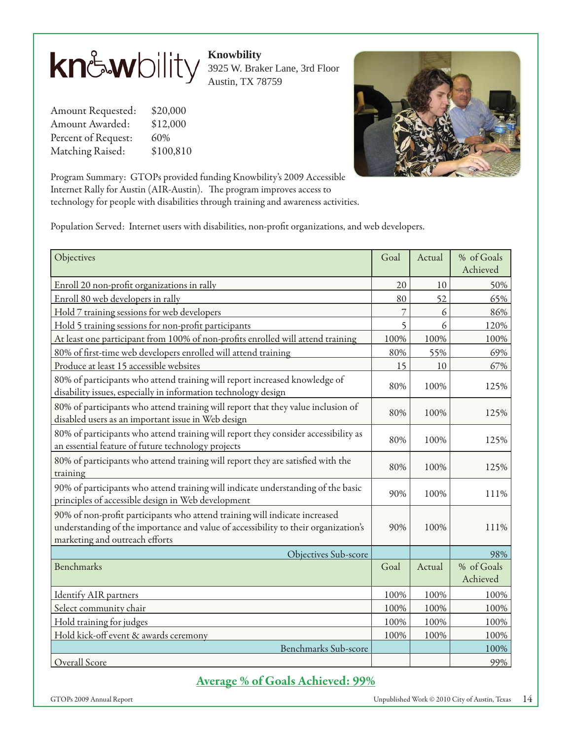# Knowbility

3925 W. Braker Lane, 3rd Floor
Austin, TX 78759

| | |
|---|---|
| Amount Requested: | $20,000 |
| Amount Awarded: | $12,000 |
| Percent of Request: | 60% |
| Matching Raised: | $100,810 |

Program Summary: GTOPs provided funding Knowbility's 2009 Accessible Internet Rally for Austin (AIR-Austin). The program improves access to technology for people with disabilities through training and awareness activities.

Population Served: Internet users with disabilities, non-profit organizations, and web developers.

| Objectives | Goal | Actual | % of Goals Achieved |
|---|---|---|---|
| Enroll 20 non-profit organizations in rally | 20 | 10 | 50% |
| Enroll 80 web developers in rally | 80 | 52 | 65% |
| Hold 7 training sessions for web developers | 7 | 6 | 86% |
| Hold 5 training sessions for non-profit participants | 5 | 6 | 120% |
| At least one participant from 100% of non-profits enrolled will attend training | 100% | 100% | 100% |
| 80% of first-time web developers enrolled will attend training | 80% | 55% | 69% |
| Produce at least 15 accessible websites | 15 | 10 | 67% |
| 80% of participants who attend training will report increased knowledge of disability issues, especially in information technology design | 80% | 100% | 125% |
| 80% of participants who attend training will report that they value inclusion of disabled users as an important issue in Web design | 80% | 100% | 125% |
| 80% of participants who attend training will report they consider accessibility as an essential feature of future technology projects | 80% | 100% | 125% |
| 80% of participants who attend training will report they are satisfied with the training | 80% | 100% | 125% |
| 90% of participants who attend training will indicate understanding of the basic principles of accessible design in Web development | 90% | 100% | 111% |
| 90% of non-profit participants who attend training will indicate increased understanding of the importance and value of accessibility to their organization's marketing and outreach efforts | 90% | 100% | 111% |
| Objectives Sub-score | | | 98% |
| **Benchmarks** | **Goal** | **Actual** | **% of Goals Achieved** |
| Identify AIR partners | 100% | 100% | 100% |
| Select community chair | 100% | 100% | 100% |
| Hold training for judges | 100% | 100% | 100% |
| Hold kick-off event & awards ceremony | 100% | 100% | 100% |
| Benchmarks Sub-score | | | 100% |
| Overall Score | | | 99% |

**Average % of Goals Achieved: 99%**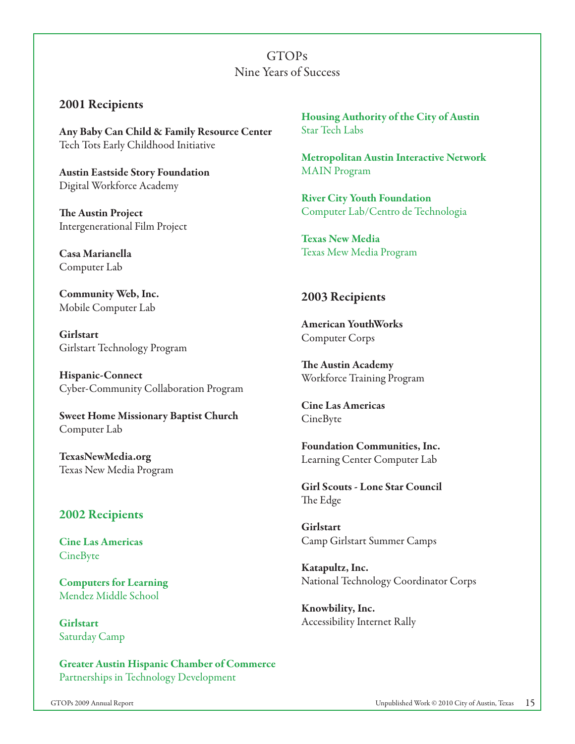# GTOPs

Nine Years of Success

## 2001 Recipients

**Any Baby Can Child & Family Resource Center**
Tech Tots Early Childhood Initiative

**Austin Eastside Story Foundation**
Digital Workforce Academy

**The Austin Project**
Intergenerational Film Project

**Casa Marianella**
Computer Lab

**Community Web, Inc.**
Mobile Computer Lab

**Girlstart**
Girlstart Technology Program

**Hispanic-Connect**
Cyber-Community Collaboration Program

**Sweet Home Missionary Baptist Church**
Computer Lab

**TexasNewMedia.org**
Texas New Media Program

## 2002 Recipients

**Cine Las Americas**
CineByte

**Computers for Learning**
Mendez Middle School

**Girlstart**
Saturday Camp

**Greater Austin Hispanic Chamber of Commerce**
Partnerships in Technology Development

**Housing Authority of the City of Austin**
Star Tech Labs

**Metropolitan Austin Interactive Network**
MAIN Program

**River City Youth Foundation**
Computer Lab/Centro de Technologia

**Texas New Media**
Texas Mew Media Program

## 2003 Recipients

**American YouthWorks**
Computer Corps

**The Austin Academy**
Workforce Training Program

**Cine Las Americas**
CineByte

**Foundation Communities, Inc.**
Learning Center Computer Lab

**Girl Scouts - Lone Star Council**
The Edge

**Girlstart**
Camp Girlstart Summer Camps

**Katapultz, Inc.**
National Technology Coordinator Corps

**Knowbility, Inc.**
Accessibility Internet Rally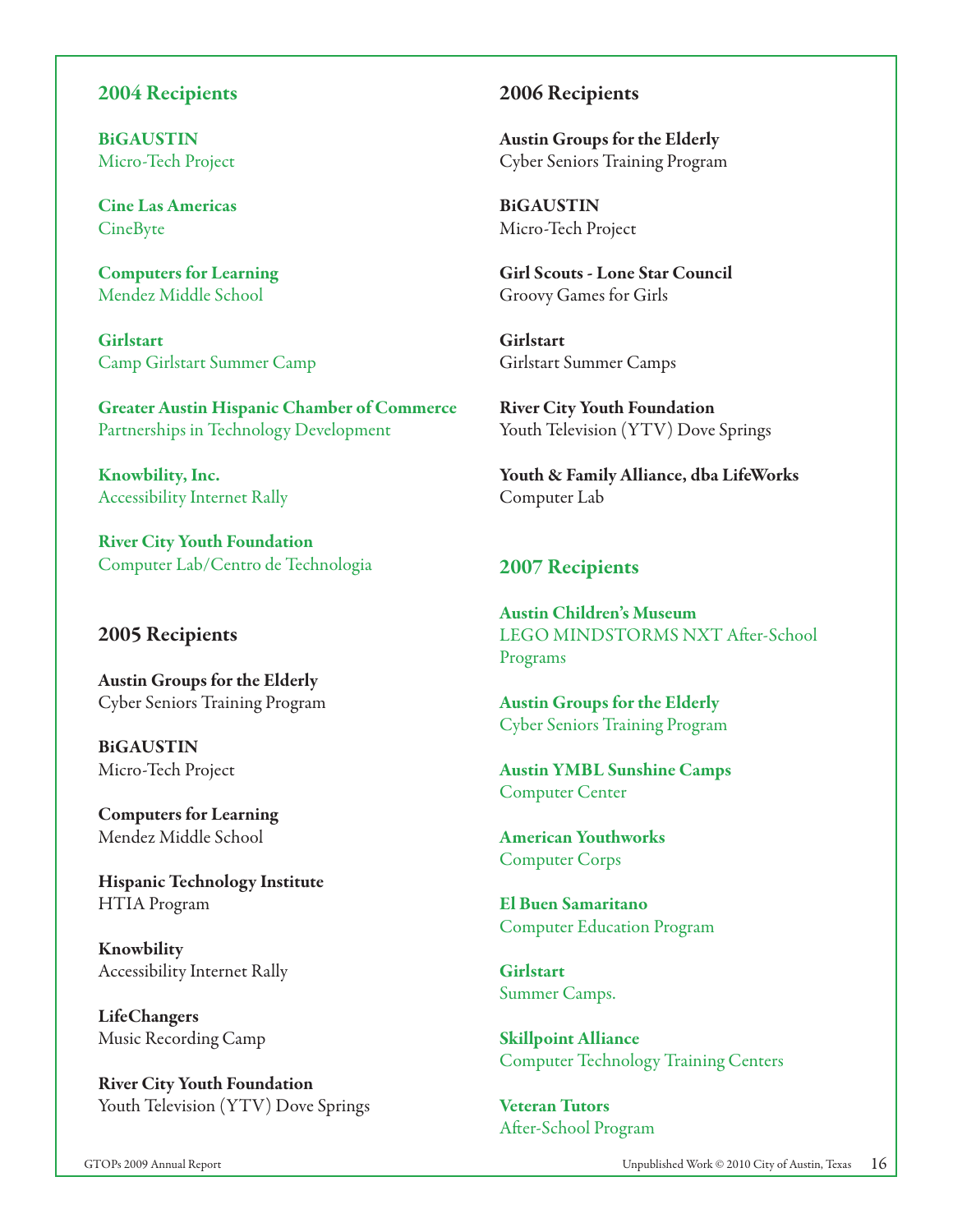## 2004 Recipients

**BiGAUSTIN**
Micro-Tech Project

**Cine Las Americas**
CineByte

**Computers for Learning**
Mendez Middle School

**Girlstart**
Camp Girlstart Summer Camp

**Greater Austin Hispanic Chamber of Commerce**
Partnerships in Technology Development

**Knowbility, Inc.**
Accessibility Internet Rally

**River City Youth Foundation**
Computer Lab/Centro de Technologia

## 2005 Recipients

**Austin Groups for the Elderly**
Cyber Seniors Training Program

**BiGAUSTIN**
Micro-Tech Project

**Computers for Learning**
Mendez Middle School

**Hispanic Technology Institute**
HTIA Program

**Knowbility**
Accessibility Internet Rally

**LifeChangers**
Music Recording Camp

**River City Youth Foundation**
Youth Television (YTV) Dove Springs

## 2006 Recipients

**Austin Groups for the Elderly**
Cyber Seniors Training Program

**BiGAUSTIN**
Micro-Tech Project

**Girl Scouts - Lone Star Council**
Groovy Games for Girls

**Girlstart**
Girlstart Summer Camps

**River City Youth Foundation**
Youth Television (YTV) Dove Springs

**Youth & Family Alliance, dba LifeWorks**
Computer Lab

## 2007 Recipients

**Austin Children's Museum**
LEGO MINDSTORMS NXT After-School Programs

**Austin Groups for the Elderly**
Cyber Seniors Training Program

**Austin YMBL Sunshine Camps**
Computer Center

**American Youthworks**
Computer Corps

**El Buen Samaritano**
Computer Education Program

**Girlstart**
Summer Camps.

**Skillpoint Alliance**
Computer Technology Training Centers

**Veteran Tutors**
After-School Program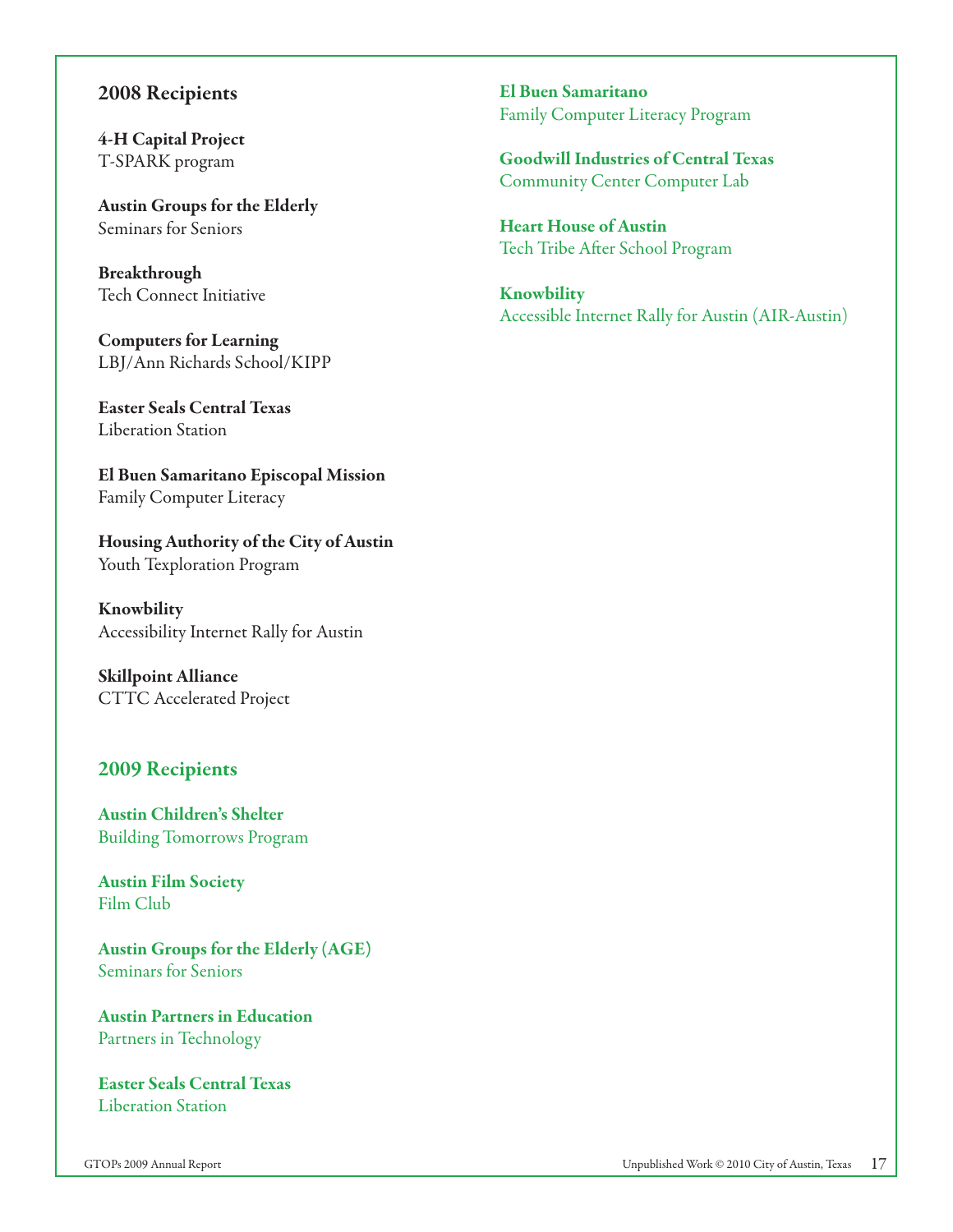## 2008 Recipients

**4-H Capital Project**
T-SPARK program

**Austin Groups for the Elderly**
Seminars for Seniors

**Breakthrough**
Tech Connect Initiative

**Computers for Learning**
LBJ/Ann Richards School/KIPP

**Easter Seals Central Texas**
Liberation Station

**El Buen Samaritano Episcopal Mission**
Family Computer Literacy

**Housing Authority of the City of Austin**
Youth Texploration Program

**Knowbility**
Accessibility Internet Rally for Austin

**Skillpoint Alliance**
CTTC Accelerated Project

## 2009 Recipients

**Austin Children's Shelter**
Building Tomorrows Program

**Austin Film Society**
Film Club

**Austin Groups for the Elderly (AGE)**
Seminars for Seniors

**Austin Partners in Education**
Partners in Technology

**Easter Seals Central Texas**
Liberation Station

**El Buen Samaritano**
Family Computer Literacy Program

**Goodwill Industries of Central Texas**
Community Center Computer Lab

**Heart House of Austin**
Tech Tribe After School Program

**Knowbility**
Accessible Internet Rally for Austin (AIR-Austin)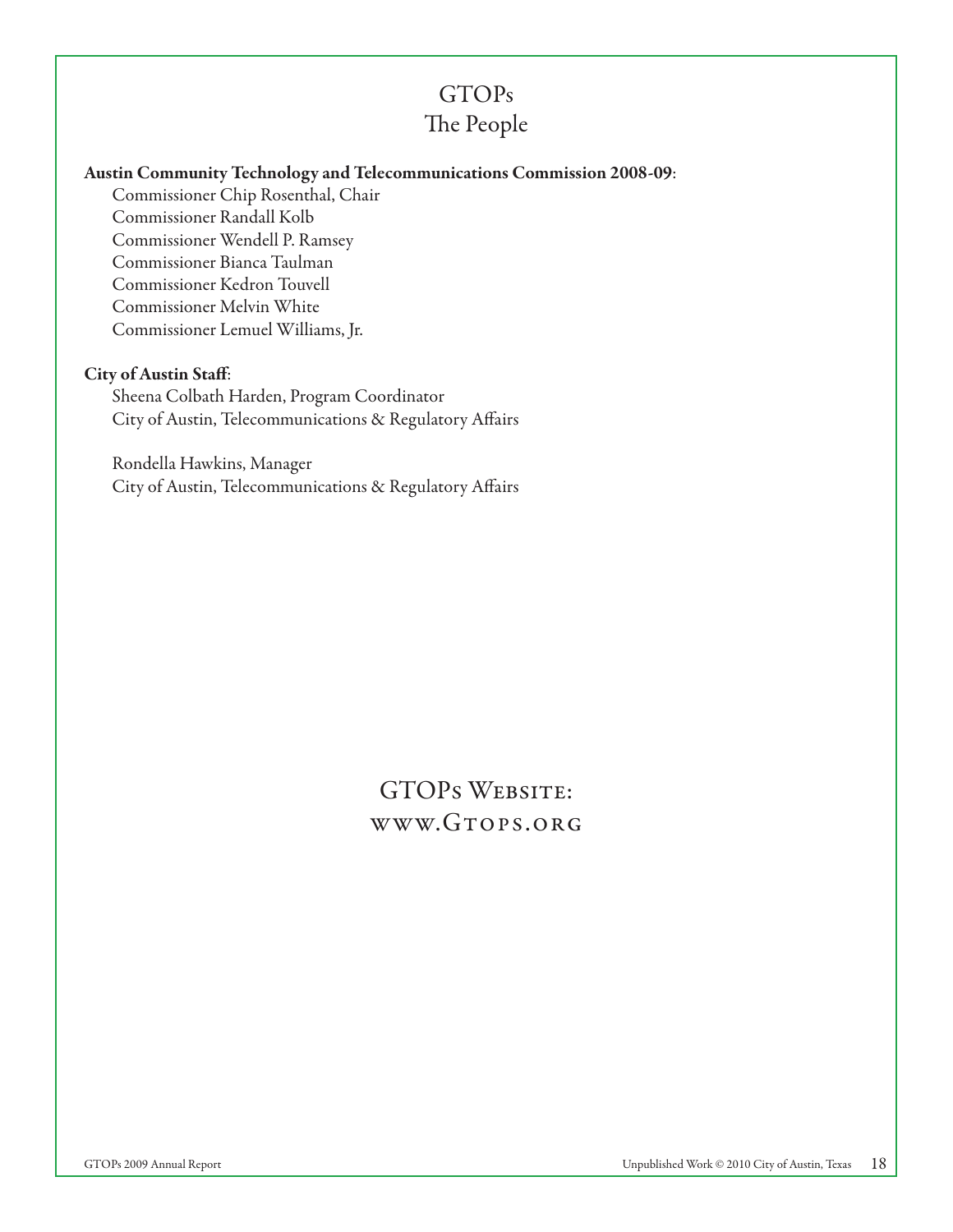# GTOPs
## The People

**Austin Community Technology and Telecommunications Commission 2008-09**:

Commissioner Chip Rosenthal, Chair
Commissioner Randall Kolb
Commissioner Wendell P. Ramsey
Commissioner Bianca Taulman
Commissioner Kedron Touvell
Commissioner Melvin White
Commissioner Lemuel Williams, Jr.

**City of Austin Staff**:

Sheena Colbath Harden, Program Coordinator
City of Austin, Telecommunications & Regulatory Affairs

Rondella Hawkins, Manager
City of Austin, Telecommunications & Regulatory Affairs

GTOPs Website:
www.Gtops.org